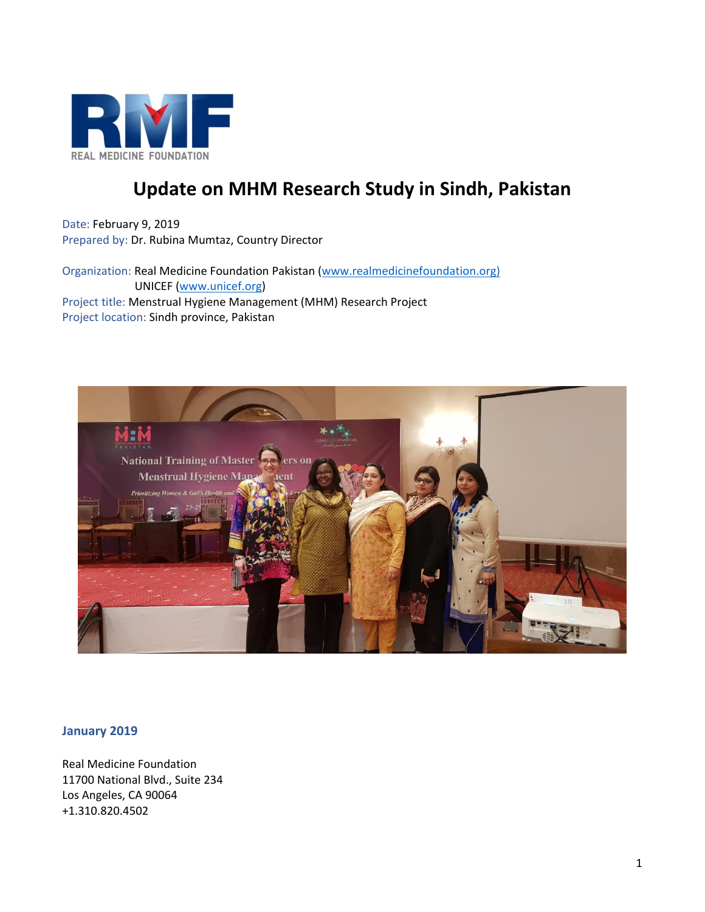REAL MEDICINE FOUNDATION

# Update on MHM Research Study in Sindh, Pakistan

Date: February 9, 2019
Prepared by: Dr. Rubina Mumtaz, Country Director

Organization: Real Medicine Foundation Pakistan (www.realmedicinefoundation.org)
UNICEF (www.unicef.org)
Project title: Menstrual Hygiene Management (MHM) Research Project
Project location: Sindh province, Pakistan

## January 2019

Real Medicine Foundation
11700 National Blvd., Suite 234
Los Angeles, CA 90064
+1.310.820.4502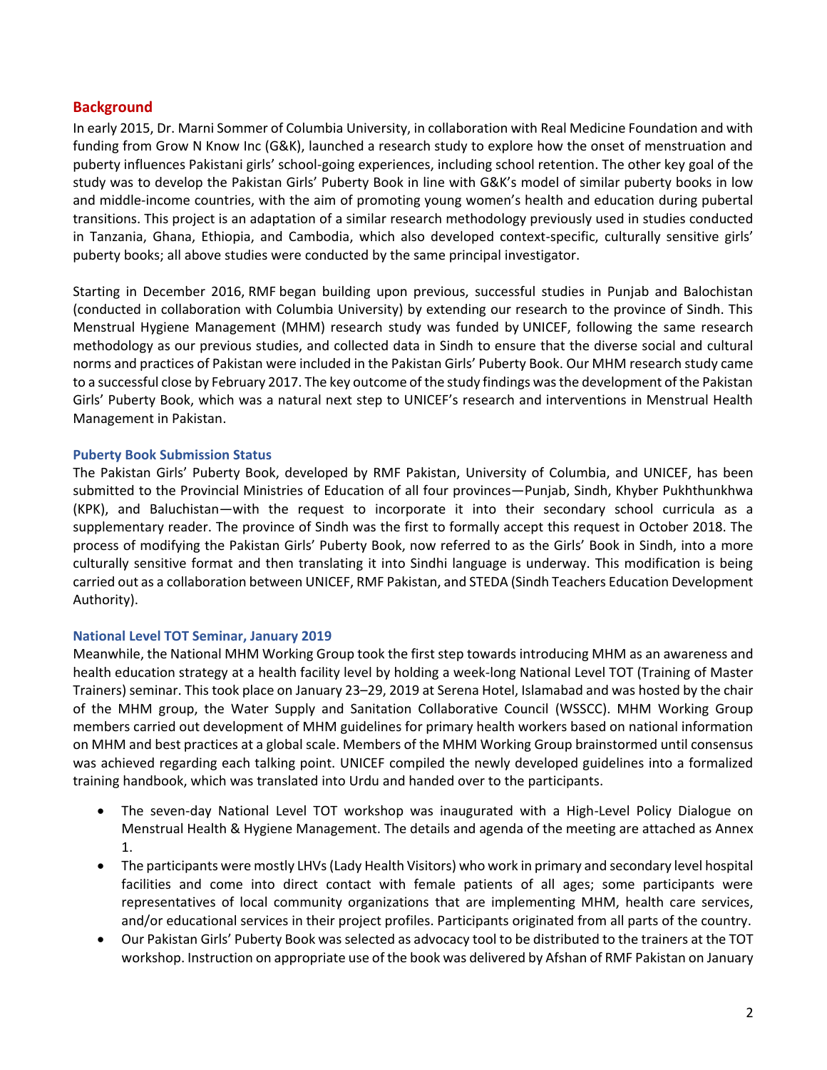## Background

In early 2015, Dr. Marni Sommer of Columbia University, in collaboration with Real Medicine Foundation and with funding from Grow N Know Inc (G&K), launched a research study to explore how the onset of menstruation and puberty influences Pakistani girls' school-going experiences, including school retention. The other key goal of the study was to develop the Pakistan Girls' Puberty Book in line with G&K's model of similar puberty books in low and middle-income countries, with the aim of promoting young women's health and education during pubertal transitions. This project is an adaptation of a similar research methodology previously used in studies conducted in Tanzania, Ghana, Ethiopia, and Cambodia, which also developed context-specific, culturally sensitive girls' puberty books; all above studies were conducted by the same principal investigator.

Starting in December 2016, RMF began building upon previous, successful studies in Punjab and Balochistan (conducted in collaboration with Columbia University) by extending our research to the province of Sindh. This Menstrual Hygiene Management (MHM) research study was funded by UNICEF, following the same research methodology as our previous studies, and collected data in Sindh to ensure that the diverse social and cultural norms and practices of Pakistan were included in the Pakistan Girls' Puberty Book. Our MHM research study came to a successful close by February 2017. The key outcome of the study findings was the development of the Pakistan Girls' Puberty Book, which was a natural next step to UNICEF's research and interventions in Menstrual Health Management in Pakistan.

### Puberty Book Submission Status

The Pakistan Girls' Puberty Book, developed by RMF Pakistan, University of Columbia, and UNICEF, has been submitted to the Provincial Ministries of Education of all four provinces—Punjab, Sindh, Khyber Pukhthunkhwa (KPK), and Baluchistan—with the request to incorporate it into their secondary school curricula as a supplementary reader. The province of Sindh was the first to formally accept this request in October 2018. The process of modifying the Pakistan Girls' Puberty Book, now referred to as the Girls' Book in Sindh, into a more culturally sensitive format and then translating it into Sindhi language is underway. This modification is being carried out as a collaboration between UNICEF, RMF Pakistan, and STEDA (Sindh Teachers Education Development Authority).

### National Level TOT Seminar, January 2019

Meanwhile, the National MHM Working Group took the first step towards introducing MHM as an awareness and health education strategy at a health facility level by holding a week-long National Level TOT (Training of Master Trainers) seminar. This took place on January 23–29, 2019 at Serena Hotel, Islamabad and was hosted by the chair of the MHM group, the Water Supply and Sanitation Collaborative Council (WSSCC). MHM Working Group members carried out development of MHM guidelines for primary health workers based on national information on MHM and best practices at a global scale. Members of the MHM Working Group brainstormed until consensus was achieved regarding each talking point. UNICEF compiled the newly developed guidelines into a formalized training handbook, which was translated into Urdu and handed over to the participants.

- The seven-day National Level TOT workshop was inaugurated with a High-Level Policy Dialogue on Menstrual Health & Hygiene Management. The details and agenda of the meeting are attached as Annex 1.
- The participants were mostly LHVs (Lady Health Visitors) who work in primary and secondary level hospital facilities and come into direct contact with female patients of all ages; some participants were representatives of local community organizations that are implementing MHM, health care services, and/or educational services in their project profiles. Participants originated from all parts of the country.
- Our Pakistan Girls' Puberty Book was selected as advocacy tool to be distributed to the trainers at the TOT workshop. Instruction on appropriate use of the book was delivered by Afshan of RMF Pakistan on January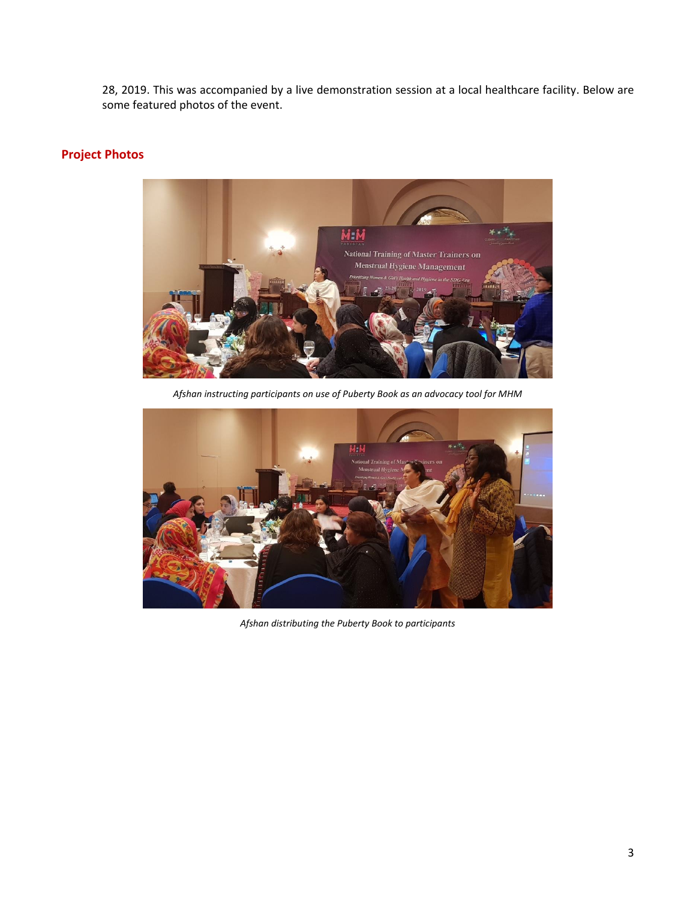28, 2019. This was accompanied by a live demonstration session at a local healthcare facility. Below are some featured photos of the event.

## Project Photos

*Afshan instructing participants on use of Puberty Book as an advocacy tool for MHM*

*Afshan distributing the Puberty Book to participants*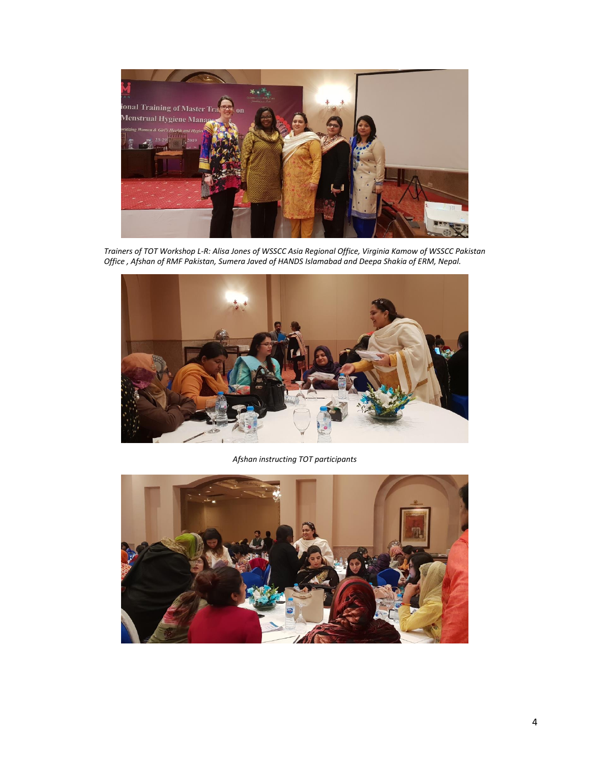*Trainers of TOT Workshop L-R: Alisa Jones of WSSCC Asia Regional Office, Virginia Kamow of WSSCC Pakistan Office , Afshan of RMF Pakistan, Sumera Javed of HANDS Islamabad and Deepa Shakia of ERM, Nepal.*

*Afshan instructing TOT participants*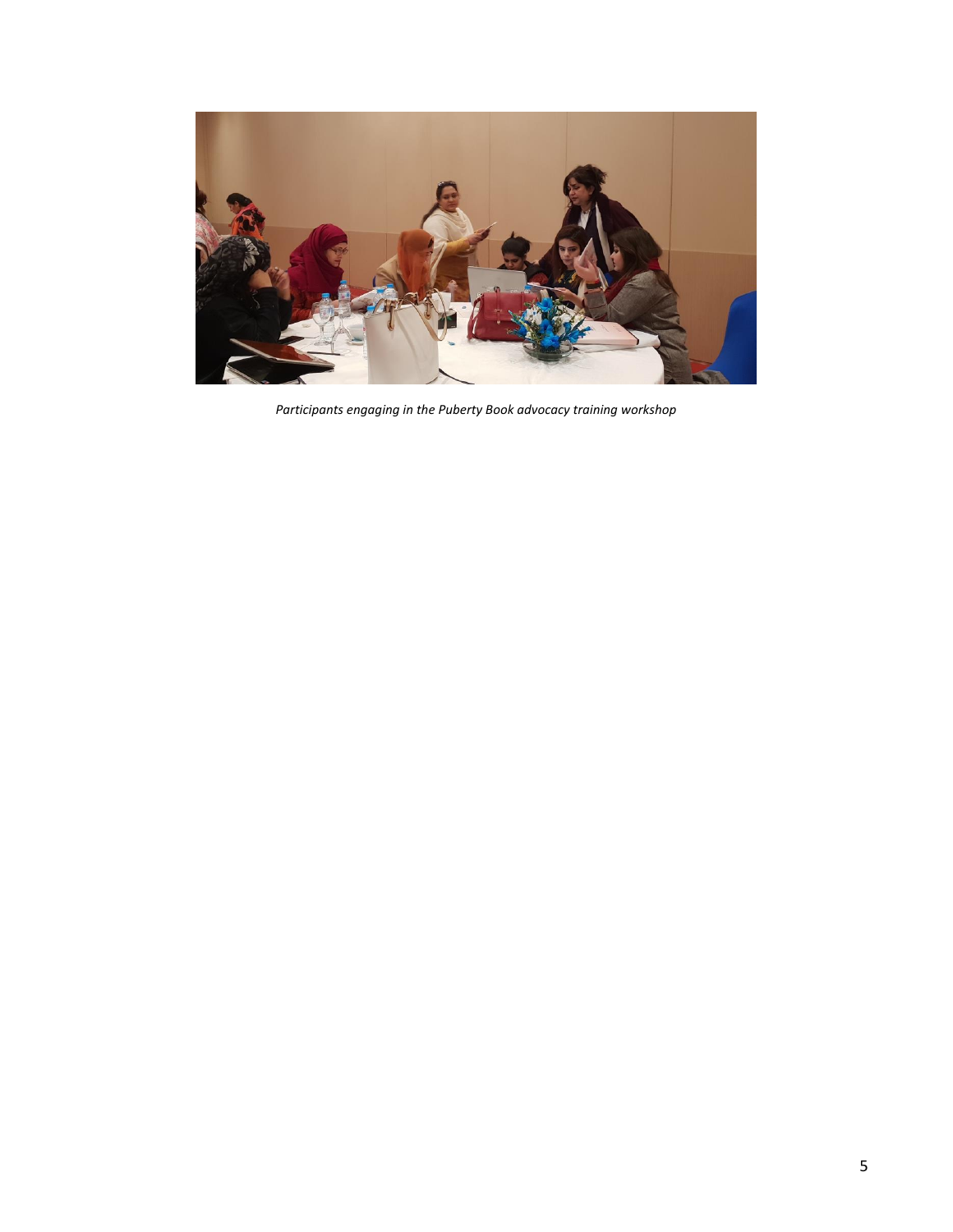*Participants engaging in the Puberty Book advocacy training workshop*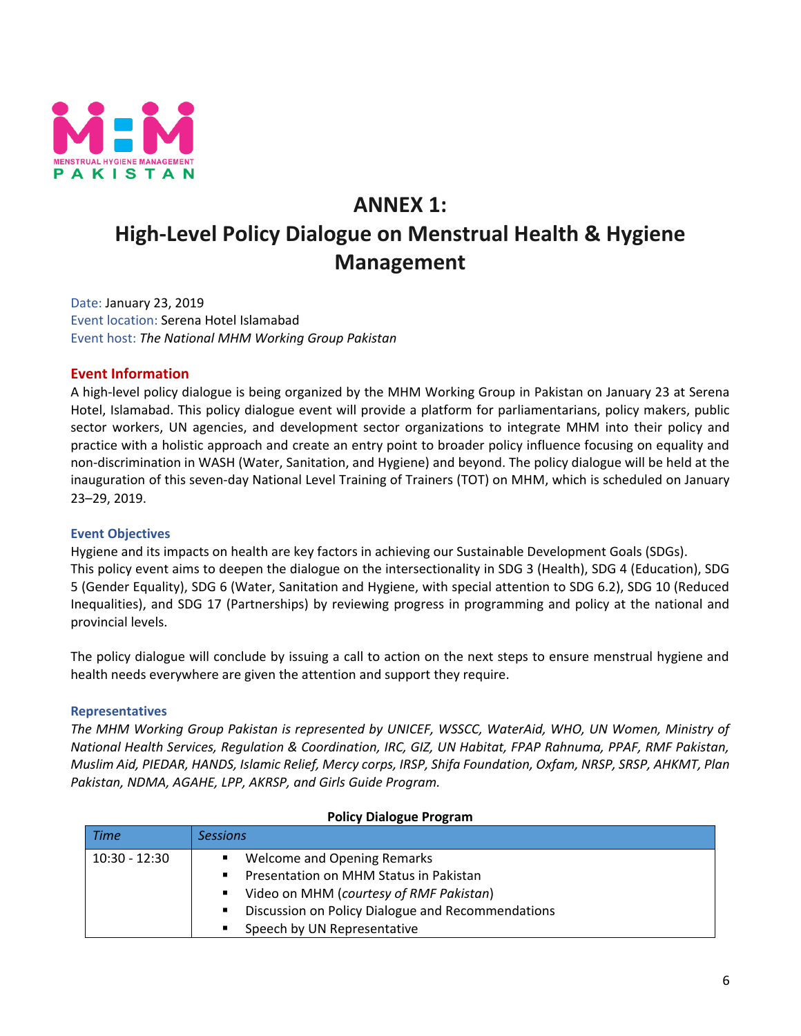# ANNEX 1:
# High-Level Policy Dialogue on Menstrual Health & Hygiene Management

Date: January 23, 2019
Event location: Serena Hotel Islamabad
Event host: *The National MHM Working Group Pakistan*

## Event Information

A high-level policy dialogue is being organized by the MHM Working Group in Pakistan on January 23 at Serena Hotel, Islamabad. This policy dialogue event will provide a platform for parliamentarians, policy makers, public sector workers, UN agencies, and development sector organizations to integrate MHM into their policy and practice with a holistic approach and create an entry point to broader policy influence focusing on equality and non-discrimination in WASH (Water, Sanitation, and Hygiene) and beyond. The policy dialogue will be held at the inauguration of this seven-day National Level Training of Trainers (TOT) on MHM, which is scheduled on January 23–29, 2019.

### Event Objectives

Hygiene and its impacts on health are key factors in achieving our Sustainable Development Goals (SDGs).
This policy event aims to deepen the dialogue on the intersectionality in SDG 3 (Health), SDG 4 (Education), SDG 5 (Gender Equality), SDG 6 (Water, Sanitation and Hygiene, with special attention to SDG 6.2), SDG 10 (Reduced Inequalities), and SDG 17 (Partnerships) by reviewing progress in programming and policy at the national and provincial levels.

The policy dialogue will conclude by issuing a call to action on the next steps to ensure menstrual hygiene and health needs everywhere are given the attention and support they require.

### Representatives

*The MHM Working Group Pakistan is represented by UNICEF, WSSCC, WaterAid, WHO, UN Women, Ministry of National Health Services, Regulation & Coordination, IRC, GIZ, UN Habitat, FPAP Rahnuma, PPAF, RMF Pakistan, Muslim Aid, PIEDAR, HANDS, Islamic Relief, Mercy corps, IRSP, Shifa Foundation, Oxfam, NRSP, SRSP, AHKMT, Plan Pakistan, NDMA, AGAHE, LPP, AKRSP, and Girls Guide Program.*

**Policy Dialogue Program**

| *Time* | *Sessions* |
|---|---|
| 10:30 - 12:30 | ▪ Welcome and Opening Remarks<br>▪ Presentation on MHM Status in Pakistan<br>▪ Video on MHM (*courtesy of RMF Pakistan*)<br>▪ Discussion on Policy Dialogue and Recommendations<br>▪ Speech by UN Representative |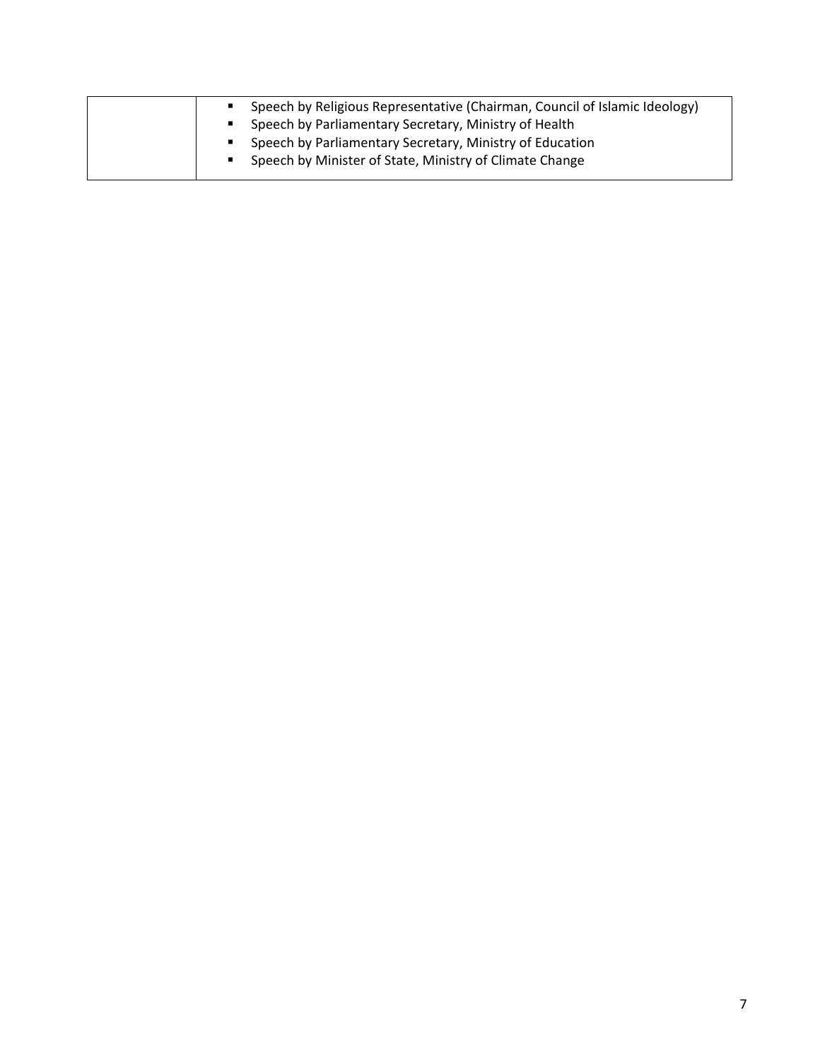| | |
|---|---|
| | ▪ Speech by Religious Representative (Chairman, Council of Islamic Ideology)<br>▪ Speech by Parliamentary Secretary, Ministry of Health<br>▪ Speech by Parliamentary Secretary, Ministry of Education<br>▪ Speech by Minister of State, Ministry of Climate Change |